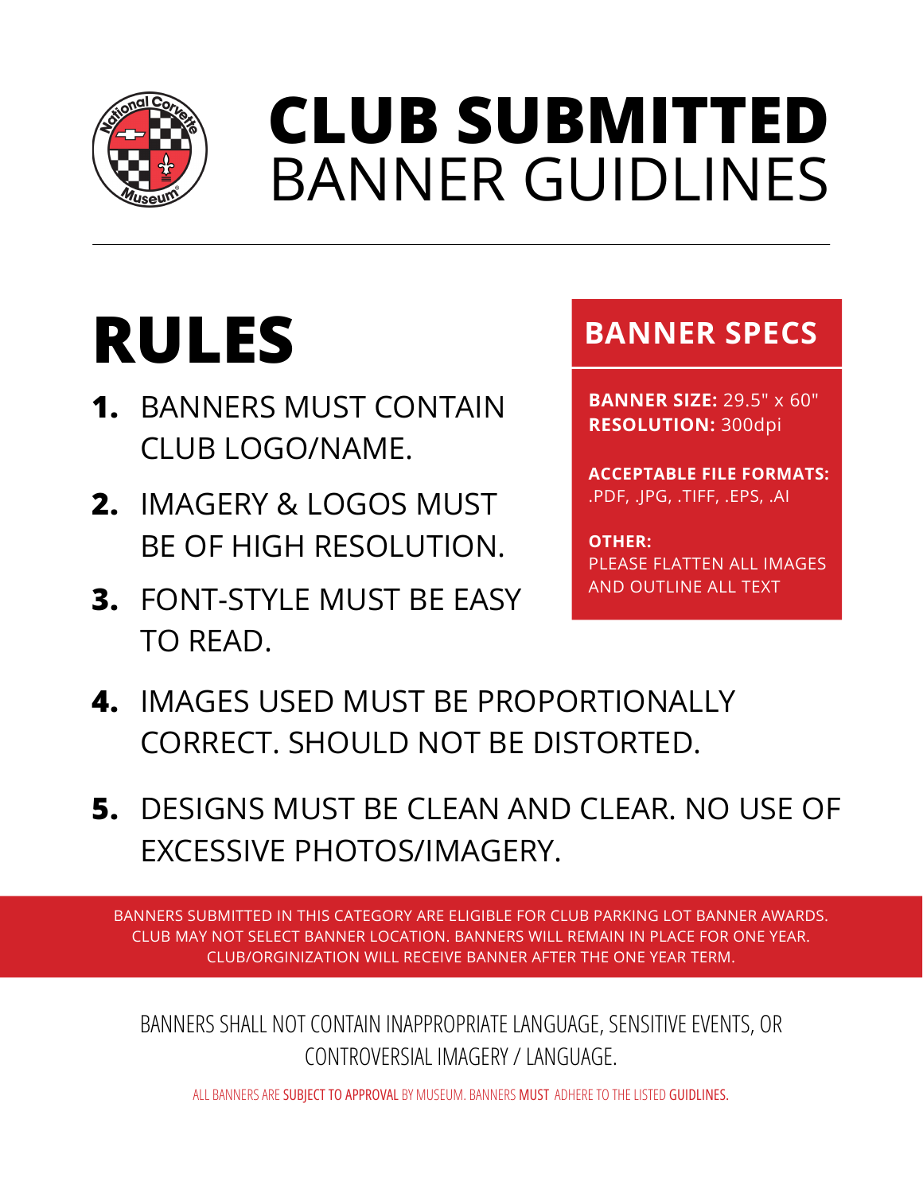# CLUB SUBMITTED BANNER GUIDLINES

## RULES

1. BANNERS MUST CONTAIN CLUB LOGO/NAME.
2. IMAGERY & LOGOS MUST BE OF HIGH RESOLUTION.
3. FONT-STYLE MUST BE EASY TO READ.
4. IMAGES USED MUST BE PROPORTIONALLY CORRECT. SHOULD NOT BE DISTORTED.
5. DESIGNS MUST BE CLEAN AND CLEAR. NO USE OF EXCESSIVE PHOTOS/IMAGERY.

## BANNER SPECS

**BANNER SIZE:** 29.5" x 60"
**RESOLUTION:** 300dpi

**ACCEPTABLE FILE FORMATS:**
.PDF, .JPG, .TIFF, .EPS, .AI

**OTHER:**
PLEASE FLATTEN ALL IMAGES AND OUTLINE ALL TEXT

BANNERS SUBMITTED IN THIS CATEGORY ARE ELIGIBLE FOR CLUB PARKING LOT BANNER AWARDS. CLUB MAY NOT SELECT BANNER LOCATION. BANNERS WILL REMAIN IN PLACE FOR ONE YEAR. CLUB/ORGINIZATION WILL RECEIVE BANNER AFTER THE ONE YEAR TERM.

BANNERS SHALL NOT CONTAIN INAPPROPRIATE LANGUAGE, SENSITIVE EVENTS, OR CONTROVERSIAL IMAGERY / LANGUAGE.

ALL BANNERS ARE **SUBJECT TO APPROVAL** BY MUSEUM. BANNERS **MUST** ADHERE TO THE LISTED **GUIDLINES.**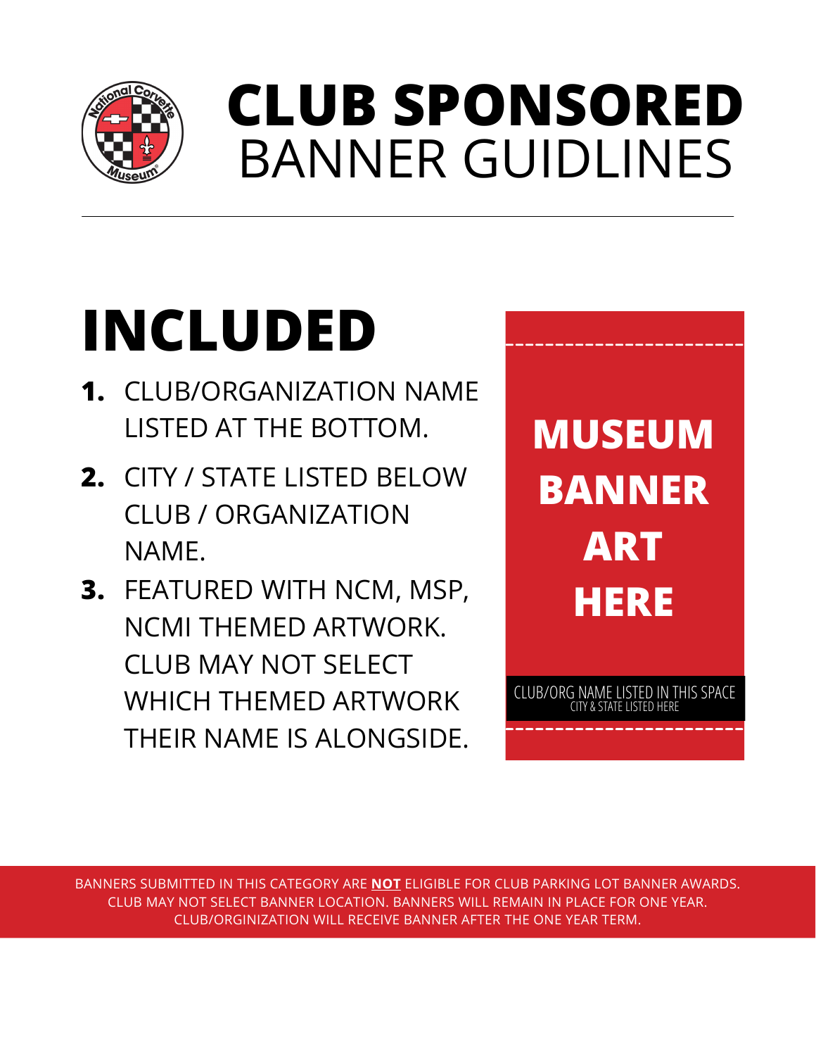# **CLUB SPONSORED** BANNER GUIDLINES

## INCLUDED

1. CLUB/ORGANIZATION NAME LISTED AT THE BOTTOM.
2. CITY / STATE LISTED BELOW CLUB / ORGANIZATION NAME.
3. FEATURED WITH NCM, MSP, NCMI THEMED ARTWORK. CLUB MAY NOT SELECT WHICH THEMED ARTWORK THEIR NAME IS ALONGSIDE.

**MUSEUM BANNER ART HERE**

CLUB/ORG NAME LISTED IN THIS SPACE
CITY & STATE LISTED HERE

BANNERS SUBMITTED IN THIS CATEGORY ARE **NOT** ELIGIBLE FOR CLUB PARKING LOT BANNER AWARDS. CLUB MAY NOT SELECT BANNER LOCATION. BANNERS WILL REMAIN IN PLACE FOR ONE YEAR. CLUB/ORGINIZATION WILL RECEIVE BANNER AFTER THE ONE YEAR TERM.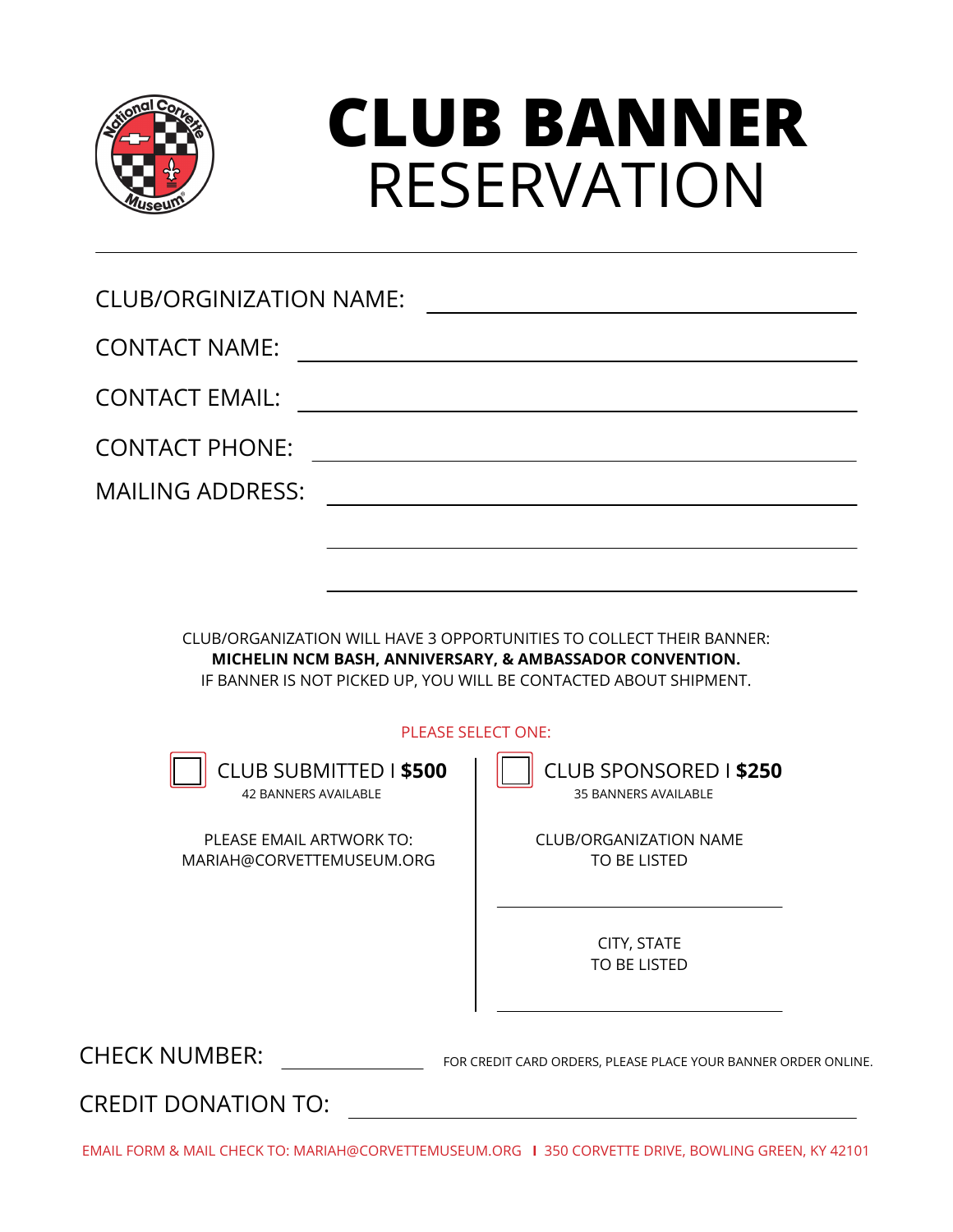# CLUB BANNER RESERVATION

CLUB/ORGINIZATION NAME: ______________________

CONTACT NAME: ______________________

CONTACT EMAIL: ______________________

CONTACT PHONE: ______________________

MAILING ADDRESS: ______________________

______________________

______________________

CLUB/ORGANIZATION WILL HAVE 3 OPPORTUNITIES TO COLLECT THEIR BANNER:
**MICHELIN NCM BASH, ANNIVERSARY, & AMBASSADOR CONVENTION.**
IF BANNER IS NOT PICKED UP, YOU WILL BE CONTACTED ABOUT SHIPMENT.

PLEASE SELECT ONE:

☐ CLUB SUBMITTED I **$500**
42 BANNERS AVAILABLE

PLEASE EMAIL ARTWORK TO:
MARIAH@CORVETTEMUSEUM.ORG

☐ CLUB SPONSORED I **$250**
35 BANNERS AVAILABLE

CLUB/ORGANIZATION NAME
TO BE LISTED

______________________

CITY, STATE
TO BE LISTED

______________________

CHECK NUMBER: ______________________

FOR CREDIT CARD ORDERS, PLEASE PLACE YOUR BANNER ORDER ONLINE.

CREDIT DONATION TO: ______________________

EMAIL FORM & MAIL CHECK TO: MARIAH@CORVETTEMUSEUM.ORG I 350 CORVETTE DRIVE, BOWLING GREEN, KY 42101